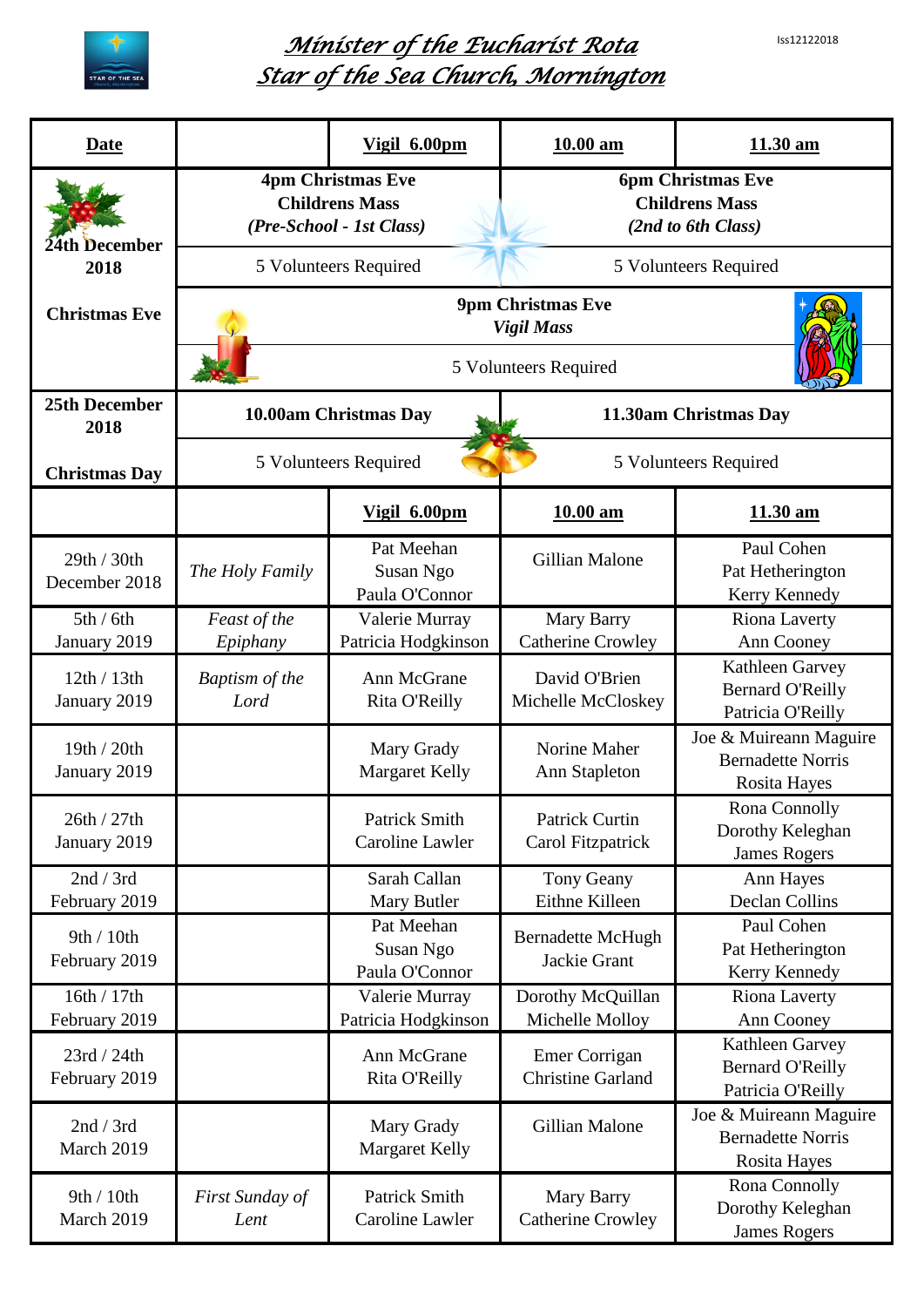# *Minister of the Eucharist Rota*
# *Star of the Sea Church, Mornington*

Iss12122018

| Date | | Vigil 6.00pm | 10.00 am | 11.30 am |
|---|---|---|---|---|
| **24th December 2018**<br><br>**Christmas Eve** | **4pm Christmas Eve Childrens Mass** *(Pre-School - 1st Class)* | | **6pm Christmas Eve Childrens Mass** *(2nd to 6th Class)* | |
| | 5 Volunteers Required | | 5 Volunteers Required | |
| | **9pm Christmas Eve** ***Vigil Mass*** | | | |
| | 5 Volunteers Required | | | |
| **25th December 2018**<br><br>**Christmas Day** | **10.00am Christmas Day** | | **11.30am Christmas Day** | |
| | 5 Volunteers Required | | 5 Volunteers Required | |
| | | **Vigil 6.00pm** | **10.00 am** | **11.30 am** |
| 29th / 30th December 2018 | *The Holy Family* | Pat Meehan<br>Susan Ngo<br>Paula O'Connor | Gillian Malone | Paul Cohen<br>Pat Hetherington<br>Kerry Kennedy |
| 5th / 6th January 2019 | *Feast of the Epiphany* | Valerie Murray<br>Patricia Hodgkinson | Mary Barry<br>Catherine Crowley | Riona Laverty<br>Ann Cooney |
| 12th / 13th January 2019 | *Baptism of the Lord* | Ann McGrane<br>Rita O'Reilly | David O'Brien<br>Michelle McCloskey | Kathleen Garvey<br>Bernard O'Reilly<br>Patricia O'Reilly |
| 19th / 20th January 2019 | | Mary Grady<br>Margaret Kelly | Norine Maher<br>Ann Stapleton | Joe & Muireann Maguire<br>Bernadette Norris<br>Rosita Hayes |
| 26th / 27th January 2019 | | Patrick Smith<br>Caroline Lawler | Patrick Curtin<br>Carol Fitzpatrick | Rona Connolly<br>Dorothy Keleghan<br>James Rogers |
| 2nd / 3rd February 2019 | | Sarah Callan<br>Mary Butler | Tony Geany<br>Eithne Killeen | Ann Hayes<br>Declan Collins |
| 9th / 10th February 2019 | | Pat Meehan<br>Susan Ngo<br>Paula O'Connor | Bernadette McHugh<br>Jackie Grant | Paul Cohen<br>Pat Hetherington<br>Kerry Kennedy |
| 16th / 17th February 2019 | | Valerie Murray<br>Patricia Hodgkinson | Dorothy McQuillan<br>Michelle Molloy | Riona Laverty<br>Ann Cooney |
| 23rd / 24th February 2019 | | Ann McGrane<br>Rita O'Reilly | Emer Corrigan<br>Christine Garland | Kathleen Garvey<br>Bernard O'Reilly<br>Patricia O'Reilly |
| 2nd / 3rd March 2019 | | Mary Grady<br>Margaret Kelly | Gillian Malone | Joe & Muireann Maguire<br>Bernadette Norris<br>Rosita Hayes |
| 9th / 10th March 2019 | *First Sunday of Lent* | Patrick Smith<br>Caroline Lawler | Mary Barry<br>Catherine Crowley | Rona Connolly<br>Dorothy Keleghan<br>James Rogers |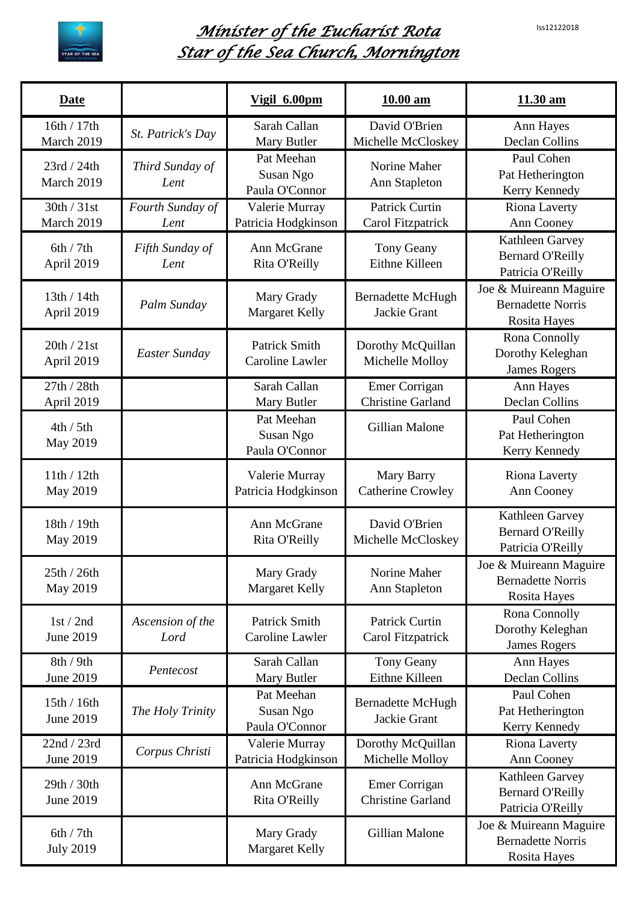# *Minister of the Eucharist Rota*
# *Star of the Sea Church, Mornington*

Iss12122018

| Date | | Vigil 6.00pm | 10.00 am | 11.30 am |
| --- | --- | --- | --- | --- |
| 16th / 17th March 2019 | *St. Patrick's Day* | Sarah Callan<br>Mary Butler | David O'Brien<br>Michelle McCloskey | Ann Hayes<br>Declan Collins |
| 23rd / 24th March 2019 | *Third Sunday of Lent* | Pat Meehan<br>Susan Ngo<br>Paula O'Connor | Norine Maher<br>Ann Stapleton | Paul Cohen<br>Pat Hetherington<br>Kerry Kennedy |
| 30th / 31st March 2019 | *Fourth Sunday of Lent* | Valerie Murray<br>Patricia Hodgkinson | Patrick Curtin<br>Carol Fitzpatrick | Riona Laverty<br>Ann Cooney |
| 6th / 7th April 2019 | *Fifth Sunday of Lent* | Ann McGrane<br>Rita O'Reilly | Tony Geany<br>Eithne Killeen | Kathleen Garvey<br>Bernard O'Reilly<br>Patricia O'Reilly |
| 13th / 14th April 2019 | *Palm Sunday* | Mary Grady<br>Margaret Kelly | Bernadette McHugh<br>Jackie Grant | Joe & Muireann Maguire<br>Bernadette Norris<br>Rosita Hayes |
| 20th / 21st April 2019 | *Easter Sunday* | Patrick Smith<br>Caroline Lawler | Dorothy McQuillan<br>Michelle Molloy | Rona Connolly<br>Dorothy Keleghan<br>James Rogers |
| 27th / 28th April 2019 | | Sarah Callan<br>Mary Butler | Emer Corrigan<br>Christine Garland | Ann Hayes<br>Declan Collins |
| 4th / 5th May 2019 | | Pat Meehan<br>Susan Ngo<br>Paula O'Connor | Gillian Malone | Paul Cohen<br>Pat Hetherington<br>Kerry Kennedy |
| 11th / 12th May 2019 | | Valerie Murray<br>Patricia Hodgkinson | Mary Barry<br>Catherine Crowley | Riona Laverty<br>Ann Cooney |
| 18th / 19th May 2019 | | Ann McGrane<br>Rita O'Reilly | David O'Brien<br>Michelle McCloskey | Kathleen Garvey<br>Bernard O'Reilly<br>Patricia O'Reilly |
| 25th / 26th May 2019 | | Mary Grady<br>Margaret Kelly | Norine Maher<br>Ann Stapleton | Joe & Muireann Maguire<br>Bernadette Norris<br>Rosita Hayes |
| 1st / 2nd June 2019 | *Ascension of the Lord* | Patrick Smith<br>Caroline Lawler | Patrick Curtin<br>Carol Fitzpatrick | Rona Connolly<br>Dorothy Keleghan<br>James Rogers |
| 8th / 9th June 2019 | *Pentecost* | Sarah Callan<br>Mary Butler | Tony Geany<br>Eithne Killeen | Ann Hayes<br>Declan Collins |
| 15th / 16th June 2019 | *The Holy Trinity* | Pat Meehan<br>Susan Ngo<br>Paula O'Connor | Bernadette McHugh<br>Jackie Grant | Paul Cohen<br>Pat Hetherington<br>Kerry Kennedy |
| 22nd / 23rd June 2019 | *Corpus Christi* | Valerie Murray<br>Patricia Hodgkinson | Dorothy McQuillan<br>Michelle Molloy | Riona Laverty<br>Ann Cooney |
| 29th / 30th June 2019 | | Ann McGrane<br>Rita O'Reilly | Emer Corrigan<br>Christine Garland | Kathleen Garvey<br>Bernard O'Reilly<br>Patricia O'Reilly |
| 6th / 7th July 2019 | | Mary Grady<br>Margaret Kelly | Gillian Malone | Joe & Muireann Maguire<br>Bernadette Norris<br>Rosita Hayes |